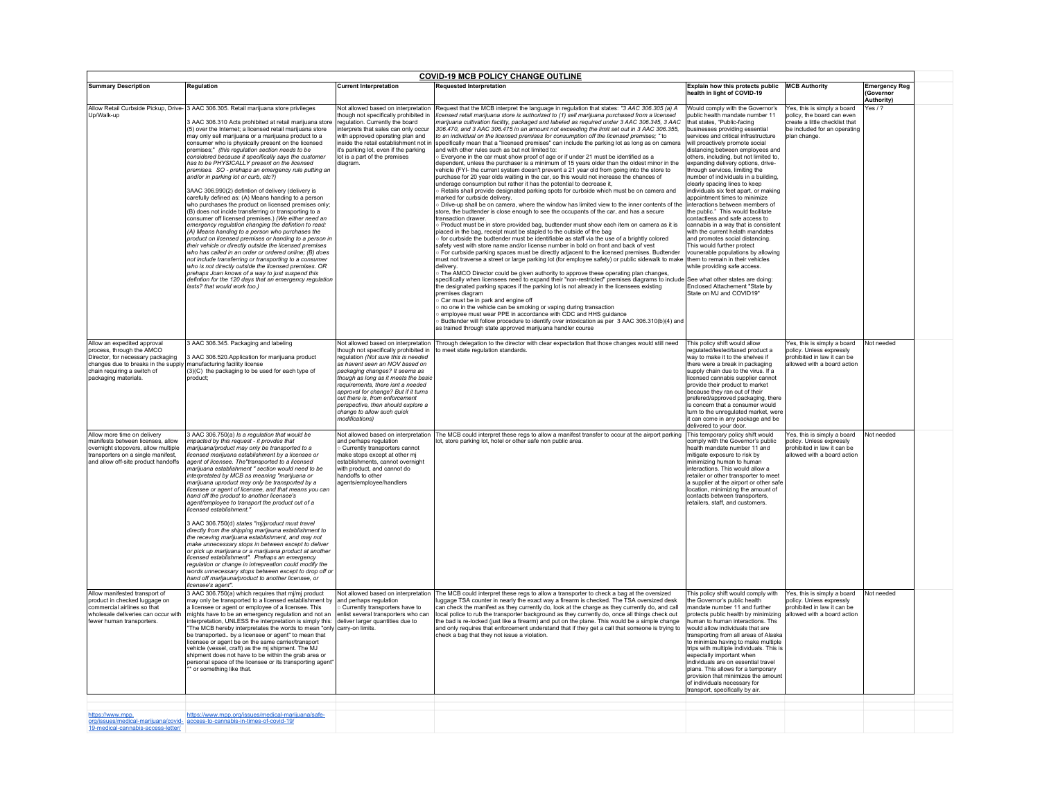# COVID-19 MCB POLICY CHANGE OUTLINE

| Summary Description | Regulation | Current Interpretation | Requested Interpretation | Explain how this protects public health in light of COVID-19 | MCB Authority | Emergency Reg (Governor Authority) |
|---|---|---|---|---|---|---|
| Allow Retail Curbside Pickup, Drive-Up/Walk-up | 3 AAC 306.305. Retail marijuana store privileges<br><br>3 AAC 306.310 Acts prohibited at retail marijuana store (5) over the Internet; a licensed retail marijuana store may only sell marijuana or a marijuana product to a consumer who is physically present on the licensed premises;" *(this regulation section needs to be considered because it specifically says the customer has to be PHYSICALLY present on the licensed premises. SO - prehaps an emergency rule putting an and/or in parking lot or curb, etc?)*<br><br>3AAC 306.990(2) defintion of delivery (delivery is carefully defined as: (A) Means handing to a person who purchases the product on licensed premises only; (B) does not inclde transferring or transporting to a consumer off licensed premises.) *(We either need an emergency regulation changing the defintion to read: (A) Means handing to a person who purchases the product on licensed premises or handing to a person in their vehicle or directly outside the licensed premises who has called in an order or ordered online; (B) does not include transferring or transporting to a consumer who is not directly outside the licensed premises. OR prehaps Joan knows of a way to just suspend this defintion for the 120 days that an emergency regulation lasts? that would work too.)* | Not allowed based on interpretation though not specifically prohibited in regulation. Currently the board interprets that sales can only occur with approved operating plan and inside the retail establishment not in it's parking lot, even if the parking lot is a part of the premises diagram. | Request that the MCB interpret the language in regulation that states: *"3 AAC 306.305 (a) A licensed retail marijuana store is authorized to (1) sell marijuana purchased from a licensed marijuana cultivation facility, packaged and labeled as required under 3 AAC 306.345, 3 AAC 306.470, and 3 AAC 306.475 in an amount not exceeding the limit set out in 3 AAC 306.355, to an individual on the licensed premises for consumption off the licensed premises;* " to specifically mean that a "licensed premises" can include the parking lot as long as on camera and with other rules such as but not limited to:<br>○ Everyone in the car must show proof of age or if under 21 must be identified as a dependent, unless the purchaser is a minimum of 15 years older than the oldest minor in the vehicle (FYI- the current system doesn't prevent a 21 year old from going into the store to purchase for 20 year olds waiting in the car, so this would not increase the chances of underage consumption but rather it has the potential to decrease it.<br>○ Retails shall provide designated parking spots for curbside which must be on camera and marked for curbside delivery.<br>○ Drive-up shall be on camera, where the window has limited view to the inner contents of the store, the budtender is close enough to see the occupants of the car, and has a secure transaction drawer.<br>○ Product must be in store provided bag, budtender must show each item on camera as it is placed in the bag, receipt must be stapled to the outside of the bag<br>○ for curbside the budtender must be identifiable as staff via the use of a brightly colored safety vest with store name and/or license number in bold on front and back of vest<br>○ For curbside parking spaces must be directly adjacent to the licensed premises. Budtender must not traverse a street or large parking lot (for employee safety) or public sidewalk to make delivery.<br>○ The AMCO Director could be given authority to approve these operating plan changes, specifically when licensees need to expand their "non-restricted" premises diagrams to include the designated parking spaces if the parking lot is not already in the licensees existing premises diagram<br>○ Car must be in park and engine off<br>○ no one in the vehicle can be smoking or vaping during transaction<br>○ employee must wear PPE in accordance with CDC and HHS guidance<br>○ Budtender will follow procedure to identify over intoxication as per 3 AAC 306.310(b)(4) and as trained through state approved marijuana handler course | Would comply with the Governor's public health mandate number 11 that states, "Public-facing businesses providing essential services and critical infrastructure will proactively promote social distancing between employees and others, including, but not limited to, expanding delivery options, drive-through services, limiting the number of individuals in a building, clearly spacing lines to keep individuals six feet apart, or making appointment times to minimize interactions between members of the public." This would facilitate contactless and safe access to cannabis in a way that is consistent with the current health mandates and promotes social distancing. This would further protect vounerable populations by allowing them to remain in their vehicles while providing safe access.<br><br>See what other states are doing: Enclosed Attachement "State by State on MJ and COVID19" | Yes, this is simply a board policy, the board can even create a little checklist that be included for an operating plan change. | Yes / ? |
| Allow an expedited approval process, through the AMCO Director, for necessary packaging changes due to breaks in the supply chain requiring a switch of packaging materials. | 3 AAC 306.345. Packaging and labeling<br><br>3 AAC 306.520.Application for marijuana product manufacturing facility license<br>(3)(C) the packaging to be used for each type of product; | Not allowed based on interpretation though not specifically prohibited in regulation *(Not sure this is needed as havent seen an NOV based on packaging changes? It seems as though as long as it meets the basic requirements, there isnt a needed approval for change? But if it turns out there is, from enforcement perspective, then should explore a change to allow such quick modifications)* | Through delegation to the director with clear expectation that those changes would still need to meet state regulation standards. | This policy shift would allow regulated/tested/taxed product a way to make it to the shelves if there were a break in packaging supply chain due to the virus. If a licensed cannabis supplier cannot provide their product to market because they ran out of their prefered/approved packaging, there is concern that a consumer would turn to the unregulated market, were it can come in any package and be delivered to your door. | Yes, this is simply a board policy. Unless expressly prohibited in law it can be allowed with a board action | Not needed |
| Allow more time on delivery manifests between licenses, allow overnight stopovers, allow multiple transporters on a single manifest, and allow off-site product handoffs | 3 AAC 306.750(a) *Is a regulation that would be impacted by this request - it provdes that marijuana/product may only be transported to a licensed marijuana establishment by a licensee or agent of licensee. The"transported to a licensed marijuana establishment " section would need to be interpretated by MCB as meaning "marijuana or marijuana uproduct may only be transported by a licensee or agent of licensee, and that means you can hand off the product to another licensee's agent/employee to transport the product out of a licensed establishment."*<br><br>3 AAC 306.750(d) *states "mj/product must travel directly from the shipping marijuana establishment to the receving marijuana establishment, and may not make unnecessary stops in between except to deliver or pick up marijuana or a marijuana product at another licensed establishment". Prehaps an emergency regulation or change in intrepreation could modify the words unnecessary stops between except to drop off or hand off marijuana/product to another licensee, or licensee's agent".* | Not allowed based on interpretation and perhaps regulation<br>○ Currently transporters cannot make stops except at other mj establishments, cannot overnight with product, and cannot do handoffs to other agents/employee/handlers | The MCB could interpret these regs to allow a manifest transfer to occur at the airport parking lot, store parking lot, hotel or other safe non public area. | This temporary policy shift would comply with the Governor's public health mandate number 11 and mitigate exposure to risk by minimizing human to human interactions. This would allow a retailer or other transporter to meet a supplier at the airport or other safe location, minimizing the amount of contacts between transporters, retailers, staff, and customers. | Yes, this is simply a board policy. Unless expressly prohibited in law it can be allowed with a board action | Not needed |
| Allow manifested transport of product in checked luggage on commercial airlines so that wholesale deliveries can occur with fewer human transporters. | 3 AAC 306.750(a) which requires that mj/mj product may only be transported to a licensed establishment by a licensee or agent or employee of a licensee. This mights have to be an emergency regulation and not an interpretation, UNLESS the interpretation is simply this: "The MCB hereby interpretates the words to mean "only be transported.. by a licensee or agent" to mean that licensee or agent be on the same carrier/transport vehicle (vessel, craft) as the mj shipment. The MJ shipment does not have to be within the grab area or personal space of the licensee or its transporting agent" ** or something like that. | Not allowed based on interpretation and perhaps regulation<br>○ Currently transporters have to enlist several transporters who can deliver larger quantities due to carry-on limits. | The MCB could interpret these regs to allow a transporter to check a bag at the oversized luggage TSA counter in nearly the exact way a firearm is checked. The TSA oversized desk can check the manifest as they currently do, look at the charge as they currently do, and call local police to rub the transporter background as they currently do, once all things check out the bad is re-locked (just like a firearm) and put on the plane. This would be a simple change and only requires that enforcement understand that if they get a call that someone is trying to check a bag that they not issue a violation. | This policy shift would comply with the Governor's public health mandate number 11 and further protects public health by minimizing human to human interactions. This would allow individuals that are transporting from all areas of Alaska to minimize having to make multiple trips with multiple individuals. This is especially important when individuals are on essential travel plans. This allows for a temporary provision that minimizes the amount of individuals necessary for transport, specifically by air. | Yes, this is simply a board policy. Unless expressly prohibited in law it can be allowed with a board action | Not needed |

https://www.mpp.org/issues/medical-marijuana/covid-19-medical-cannabis-access-letter/

https://www.mpp.org/issues/medical-marijuana/safe-access-to-cannabis-in-times-of-covid-19/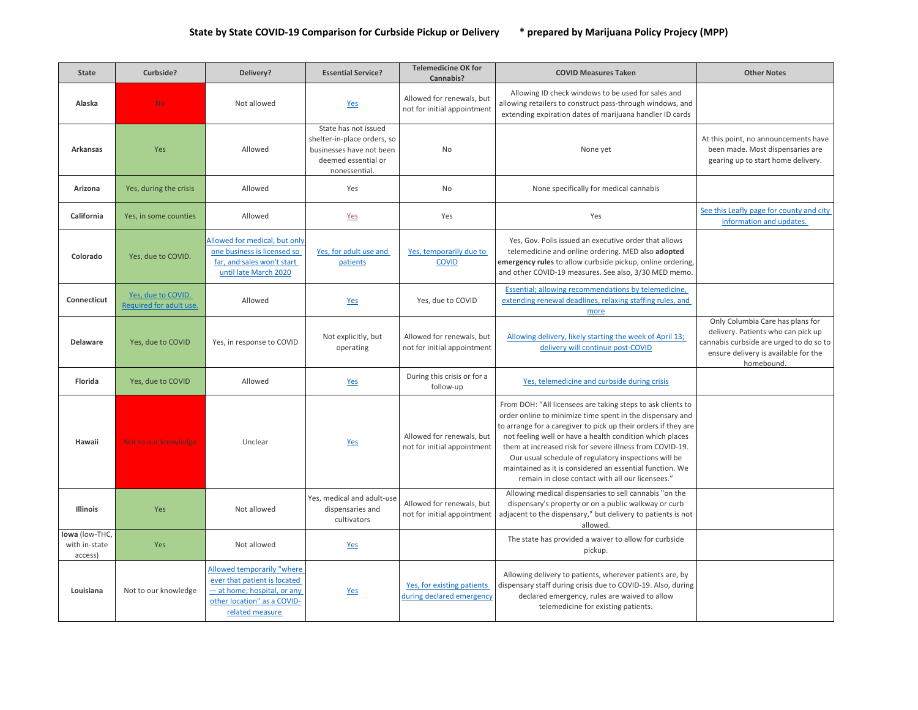**State by State COVID-19 Comparison for Curbside Pickup or Delivery &nbsp;&nbsp;&nbsp;&nbsp; * prepared by Marijuana Policy Projecy (MPP)**

| State | Curbside? | Delivery? | Essential Service? | Telemedicine OK for Cannabis? | COVID Measures Taken | Other Notes |
|---|---|---|---|---|---|---|
| **Alaska** | No | Not allowed | Yes | Allowed for renewals, but not for initial appointment | Allowing ID check windows to be used for sales and allowing retailers to construct pass-through windows, and extending expiration dates of marijuana handler ID cards | |
| **Arkansas** | Yes | Allowed | State has not issued shelter-in-place orders, so businesses have not been deemed essential or nonessential. | No | None yet | At this point, no announcements have been made. Most dispensaries are gearing up to start home delivery. |
| **Arizona** | Yes, during the crisis | Allowed | Yes | No | None specifically for medical cannabis | |
| **California** | Yes, in some counties | Allowed | Yes | Yes | Yes | See this Leafly page for county and city information and updates. |
| **Colorado** | Yes, due to COVID. | Allowed for medical, but only one business is licensed so far, and sales won't start until late March 2020 | Yes, for adult use and patients | Yes, temporarily due to COVID | Yes, Gov. Polis issued an executive order that allows telemedicine and online ordering. MED also **adopted emergency rules** to allow curbside pickup, online ordering, and other COVID-19 measures. See also, 3/30 MED memo. | |
| **Connecticut** | Yes, due to COVID. Required for adult use. | Allowed | Yes | Yes, due to COVID | Essential; allowing recommendations by telemedicine, extending renewal deadlines, relaxing staffing rules, and more | |
| **Delaware** | Yes, due to COVID | Yes, in response to COVID | Not explicitly, but operating | Allowed for renewals, but not for initial appointment | Allowing delivery, likely starting the week of April 13; delivery will continue post-COVID | Only Columbia Care has plans for delivery. Patients who can pick up cannabis curbside are urged to do so to ensure delivery is available for the homebound. |
| **Florida** | Yes, due to COVID | Allowed | Yes | During this crisis or for a follow-up | Yes, telemedicine and curbside during crisis | |
| **Hawaii** | Not to our knowledge | Unclear | Yes | Allowed for renewals, but not for initial appointment | From DOH: "All licensees are taking steps to ask clients to order online to minimize time spent in the dispensary and to arrange for a caregiver to pick up their orders if they are not feeling well or have a health condition which places them at increased risk for severe illness from COVID-19. Our usual schedule of regulatory inspections will be maintained as it is considered an essential function. We remain in close contact with all our licensees." | |
| **Illinois** | Yes | Not allowed | Yes, medical and adult-use dispensaries and cultivators | Allowed for renewals, but not for initial appointment | Allowing medical dispensaries to sell cannabis "on the dispensary's property or on a public walkway or curb adjacent to the dispensary," but delivery to patients is not allowed. | |
| **Iowa** (low-THC, with in-state access) | Yes | Not allowed | Yes | | The state has provided a waiver to allow for curbside pickup. | |
| **Louisiana** | Not to our knowledge | Allowed temporarily "where ever that patient is located — at home, hospital, or any other location" as a COVID-related measure | Yes | Yes, for existing patients during declared emergency | Allowing delivery to patients, wherever patients are, by dispensary staff during crisis due to COVID-19. Also, during declared emergency, rules are waived to allow telemedicine for existing patients. | |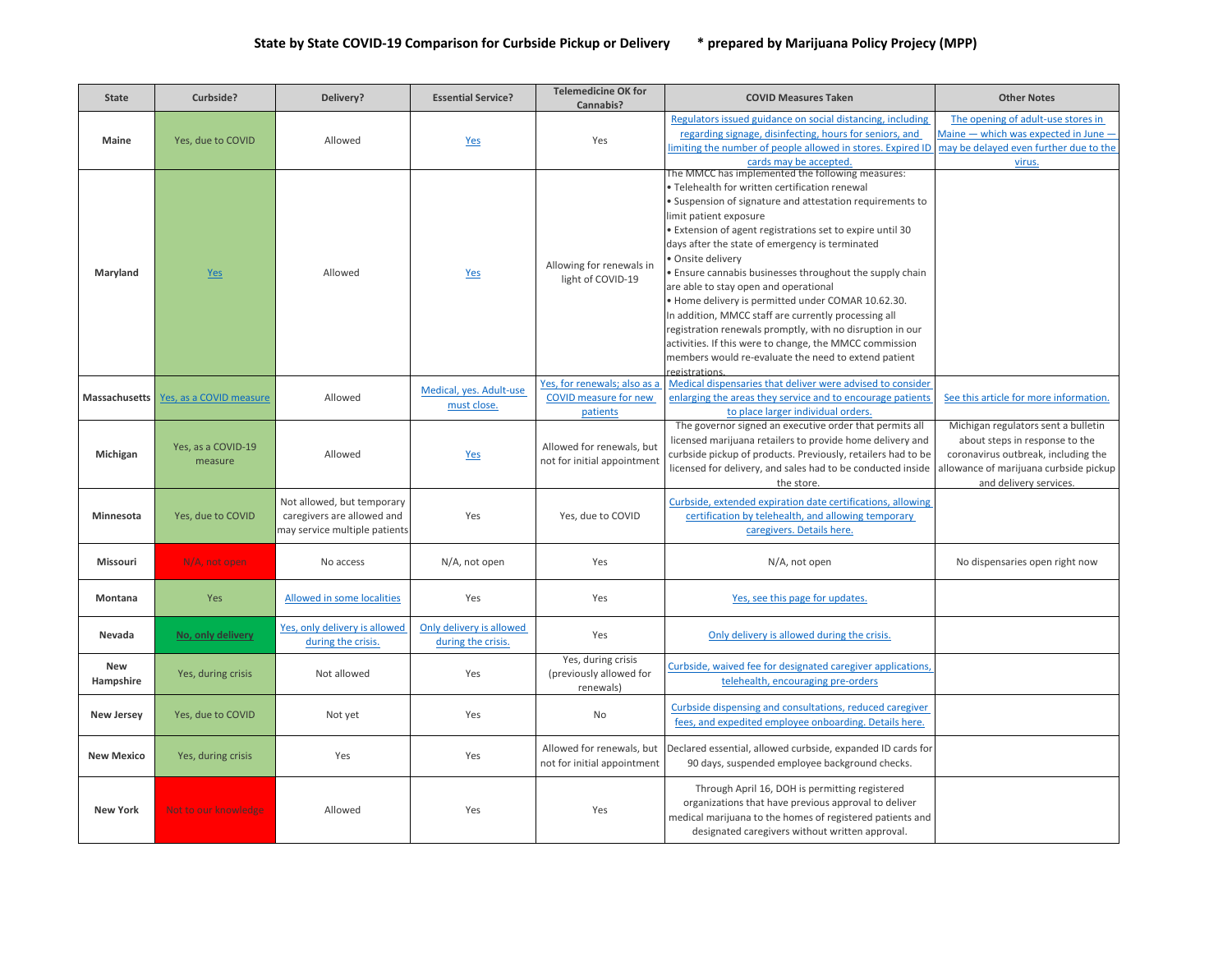# State by State COVID-19 Comparison for Curbside Pickup or Delivery * prepared by Marijuana Policy Projecy (MPP)

| State | Curbside? | Delivery? | Essential Service? | Telemedicine OK for Cannabis? | COVID Measures Taken | Other Notes |
|---|---|---|---|---|---|---|
| Maine | Yes, due to COVID | Allowed | Yes | Yes | Regulators issued guidance on social distancing, including regarding signage, disinfecting, hours for seniors, and limiting the number of people allowed in stores. Expired ID cards may be accepted. | The opening of adult-use stores in Maine — which was expected in June — may be delayed even further due to the virus. |
| Maryland | Yes | Allowed | Yes | Allowing for renewals in light of COVID-19 | The MMCC has implemented the following measures: • Telehealth for written certification renewal • Suspension of signature and attestation requirements to limit patient exposure • Extension of agent registrations set to expire until 30 days after the state of emergency is terminated • Onsite delivery • Ensure cannabis businesses throughout the supply chain are able to stay open and operational • Home delivery is permitted under COMAR 10.62.30. In addition, MMCC staff are currently processing all registration renewals promptly, with no disruption in our activities. If this were to change, the MMCC commission members would re-evaluate the need to extend patient registrations. | |
| Massachusetts | Yes, as a COVID measure | Allowed | Medical, yes. Adult-use must close. | Yes, for renewals; also as a COVID measure for new patients | Medical dispensaries that deliver were advised to consider enlarging the areas they service and to encourage patients to place larger individual orders. | See this article for more information. |
| Michigan | Yes, as a COVID-19 measure | Allowed | Yes | Allowed for renewals, but not for initial appointment | The governor signed an executive order that permits all licensed marijuana retailers to provide home delivery and curbside pickup of products. Previously, retailers had to be licensed for delivery, and sales had to be conducted inside the store. | Michigan regulators sent a bulletin about steps in response to the coronavirus outbreak, including the allowance of marijuana curbside pickup and delivery services. |
| Minnesota | Yes, due to COVID | Not allowed, but temporary caregivers are allowed and may service multiple patients | Yes | Yes, due to COVID | Curbside, extended expiration date certifications, allowing certification by telehealth, and allowing temporary caregivers. Details here. | |
| Missouri | N/A, not open | No access | N/A, not open | Yes | N/A, not open | No dispensaries open right now |
| Montana | Yes | Allowed in some localities | Yes | Yes | Yes, see this page for updates. | |
| Nevada | No, only delivery | Yes, only delivery is allowed during the crisis. | Only delivery is allowed during the crisis. | Yes | Only delivery is allowed during the crisis. | |
| New Hampshire | Yes, during crisis | Not allowed | Yes | Yes, during crisis (previously allowed for renewals) | Curbside, waived fee for designated caregiver applications, telehealth, encouraging pre-orders | |
| New Jersey | Yes, due to COVID | Not yet | Yes | No | Curbside dispensing and consultations, reduced caregiver fees, and expedited employee onboarding. Details here. | |
| New Mexico | Yes, during crisis | Yes | Yes | Allowed for renewals, but not for initial appointment | Declared essential, allowed curbside, expanded ID cards for 90 days, suspended employee background checks. | |
| New York | Not to our knowledge | Allowed | Yes | Yes | Through April 16, DOH is permitting registered organizations that have previous approval to deliver medical marijuana to the homes of registered patients and designated caregivers without written approval. | |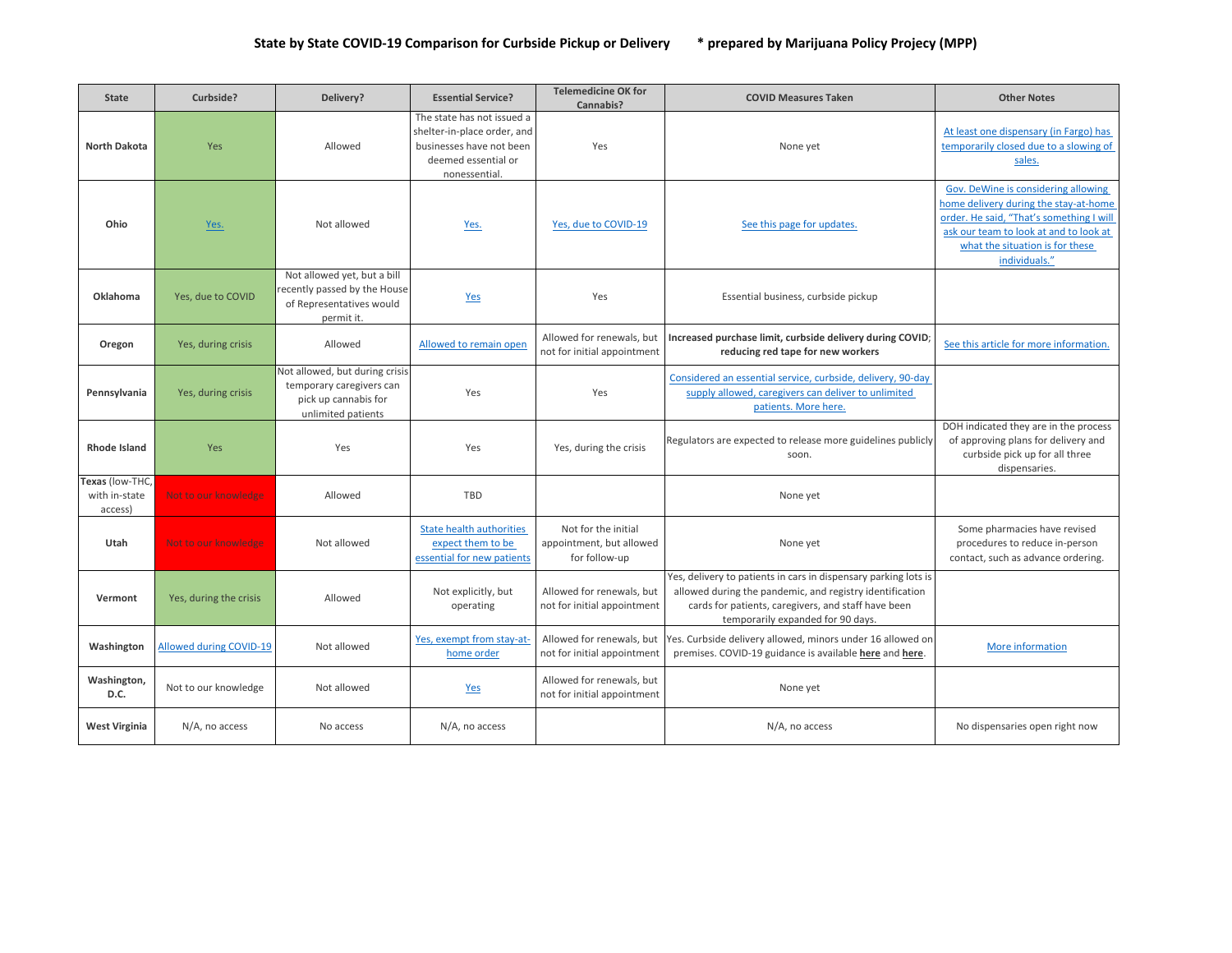**State by State COVID-19 Comparison for Curbside Pickup or Delivery** **\* prepared by Marijuana Policy Projecy (MPP)**

| State | Curbside? | Delivery? | Essential Service? | Telemedicine OK for Cannabis? | COVID Measures Taken | Other Notes |
|---|---|---|---|---|---|---|
| **North Dakota** | Yes | Allowed | The state has not issued a shelter-in-place order, and businesses have not been deemed essential or nonessential. | Yes | None yet | At least one dispensary (in Fargo) has temporarily closed due to a slowing of sales. |
| **Ohio** | Yes. | Not allowed | Yes. | Yes, due to COVID-19 | See this page for updates. | Gov. DeWine is considering allowing home delivery during the stay-at-home order. He said, "That's something I will ask our team to look at and to look at what the situation is for these individuals." |
| **Oklahoma** | Yes, due to COVID | Not allowed yet, but a bill recently passed by the House of Representatives would permit it. | Yes | Yes | Essential business, curbside pickup | |
| **Oregon** | Yes, during crisis | Allowed | Allowed to remain open | Allowed for renewals, but not for initial appointment | **Increased purchase limit, curbside delivery during COVID**; **reducing red tape for new workers** | See this article for more information. |
| **Pennsylvania** | Yes, during crisis | Not allowed, but during crisis temporary caregivers can pick up cannabis for unlimited patients | Yes | Yes | Considered an essential service, curbside, delivery, 90-day supply allowed, caregivers can deliver to unlimited patients. More here. | |
| **Rhode Island** | Yes | Yes | Yes | Yes, during the crisis | Regulators are expected to release more guidelines publicly soon. | DOH indicated they are in the process of approving plans for delivery and curbside pick up for all three dispensaries. |
| **Texas** (low-THC, with in-state access) | Not to our knowledge | Allowed | TBD | | None yet | |
| **Utah** | Not to our knowledge | Not allowed | State health authorities expect them to be essential for new patients | Not for the initial appointment, but allowed for follow-up | None yet | Some pharmacies have revised procedures to reduce in-person contact, such as advance ordering. |
| **Vermont** | Yes, during the crisis | Allowed | Not explicitly, but operating | Allowed for renewals, but not for initial appointment | Yes, delivery to patients in cars in dispensary parking lots is allowed during the pandemic, and registry identification cards for patients, caregivers, and staff have been temporarily expanded for 90 days. | |
| **Washington** | Allowed during COVID-19 | Not allowed | Yes, exempt from stay-at-home order | Allowed for renewals, but not for initial appointment | Yes. Curbside delivery allowed, minors under 16 allowed on premises. COVID-19 guidance is available **here** and **here**. | More information |
| **Washington, D.C.** | Not to our knowledge | Not allowed | Yes | Allowed for renewals, but not for initial appointment | None yet | |
| **West Virginia** | N/A, no access | No access | N/A, no access | | N/A, no access | No dispensaries open right now |